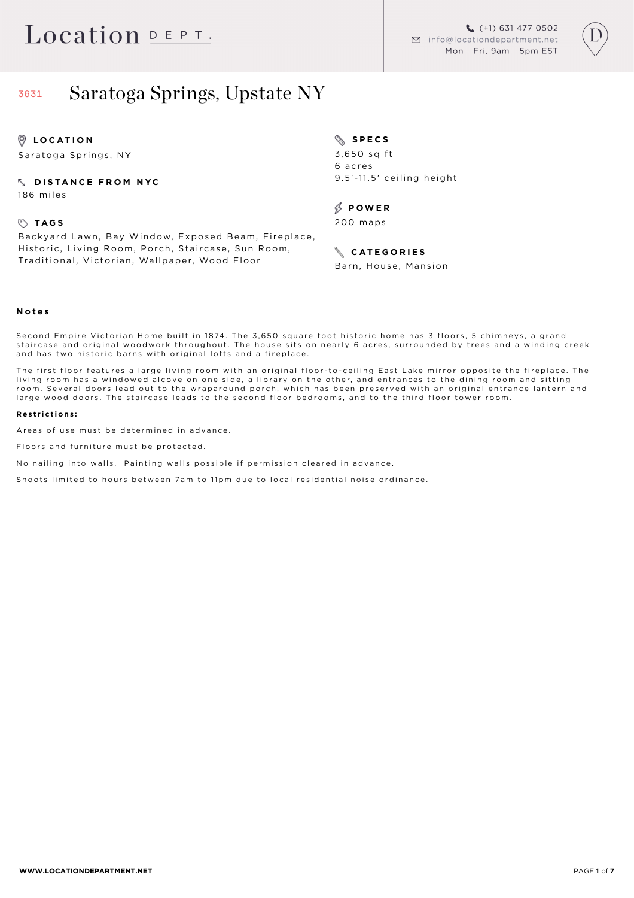# Location DEPT.

(+1) 631 477 0502
info@locationdepartment.net
Mon - Fri, 9am - 5pm EST

## 3631 Saratoga Springs, Upstate NY

**LOCATION**
Saratoga Springs, NY

**DISTANCE FROM NYC**
186 miles

**TAGS**
Backyard Lawn, Bay Window, Exposed Beam, Fireplace, Historic, Living Room, Porch, Staircase, Sun Room, Traditional, Victorian, Wallpaper, Wood Floor

**SPECS**
3,650 sq ft
6 acres
9.5'-11.5' ceiling height

**POWER**
200 maps

**CATEGORIES**
Barn, House, Mansion

### Notes

Second Empire Victorian Home built in 1874. The 3,650 square foot historic home has 3 floors, 5 chimneys, a grand staircase and original woodwork throughout. The house sits on nearly 6 acres, surrounded by trees and a winding creek and has two historic barns with original lofts and a fireplace.

The first floor features a large living room with an original floor-to-ceiling East Lake mirror opposite the fireplace. The living room has a windowed alcove on one side, a library on the other, and entrances to the dining room and sitting room. Several doors lead out to the wraparound porch, which has been preserved with an original entrance lantern and large wood doors. The staircase leads to the second floor bedrooms, and to the third floor tower room.

**Restrictions:**

Areas of use must be determined in advance.

Floors and furniture must be protected.

No nailing into walls. Painting walls possible if permission cleared in advance.

Shoots limited to hours between 7am to 11pm due to local residential noise ordinance.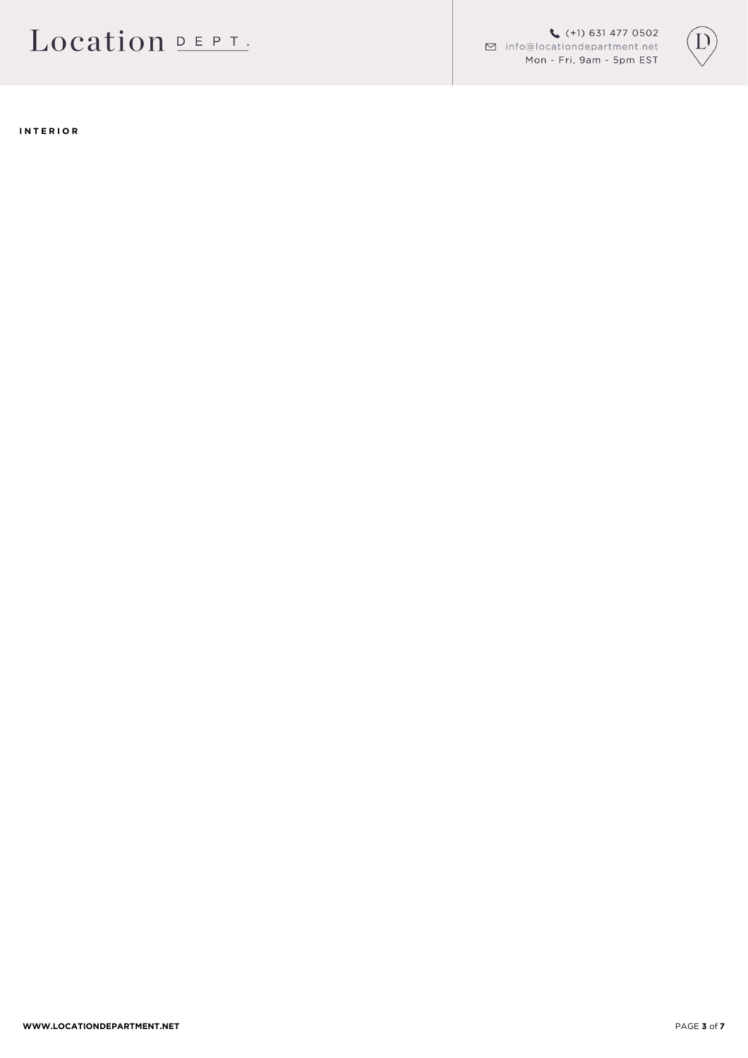**INTERIOR**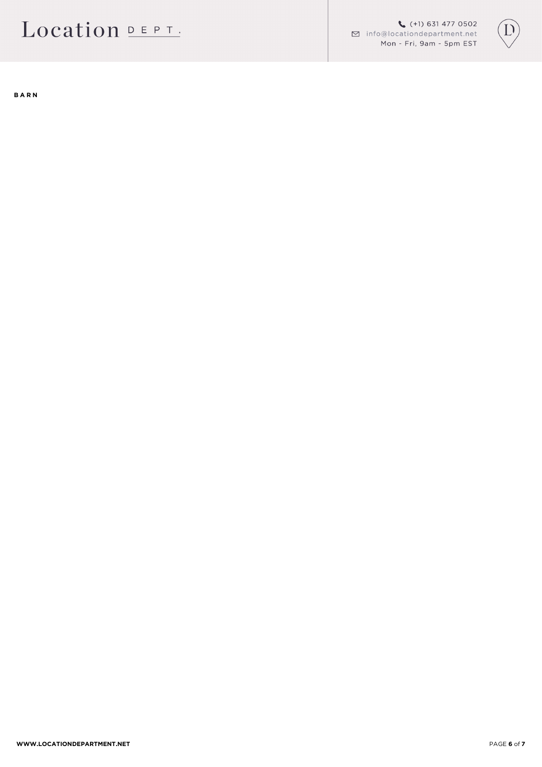**BARN**